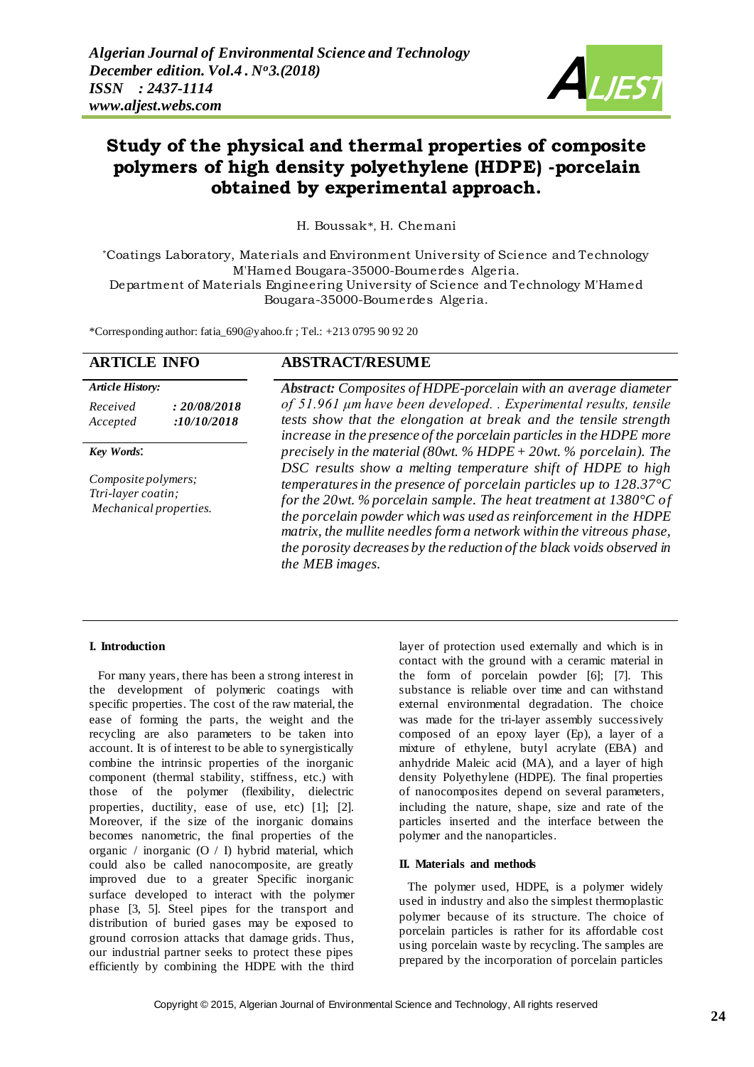# Study of the physical and thermal properties of composite polymers of high density polyethylene (HDPE) -porcelain obtained by experimental approach.

H. Boussak*, H. Chemani

*Coatings Laboratory, Materials and Environment University of Science and Technology M'Hamed Bougara-35000-Boumerdes Algeria.
Department of Materials Engineering University of Science and Technology M'Hamed Bougara-35000-Boumerdes Algeria.

*Corresponding author: fatia_690@yahoo.fr ; Tel.: +213 0795 90 92 20

## ARTICLE INFO

*Article History:*

*Received : 20/08/2018*
*Accepted :10/10/2018*

*Key Words:*

*Composite polymers;*
*Ttri-layer coatin;*
*Mechanical properties.*

## ABSTRACT/RESUME

***Abstract:*** *Composites of HDPE-porcelain with an average diameter of 51.961 µm have been developed. . Experimental results, tensile tests show that the elongation at break and the tensile strength increase in the presence of the porcelain particles in the HDPE more precisely in the material (80wt. % HDPE + 20wt. % porcelain). The DSC results show a melting temperature shift of HDPE to high temperatures in the presence of porcelain particles up to 128.37°C for the 20wt. % porcelain sample. The heat treatment at 1380°C of the porcelain powder which was used as reinforcement in the HDPE matrix, the mullite needles form a network within the vitreous phase, the porosity decreases by the reduction of the black voids observed in the MEB images.*

### I. Introduction

For many years, there has been a strong interest in the development of polymeric coatings with specific properties. The cost of the raw material, the ease of forming the parts, the weight and the recycling are also parameters to be taken into account. It is of interest to be able to synergistically combine the intrinsic properties of the inorganic component (thermal stability, stiffness, etc.) with those of the polymer (flexibility, dielectric properties, ductility, ease of use, etc) [1]; [2]. Moreover, if the size of the inorganic domains becomes nanometric, the final properties of the organic / inorganic (O / I) hybrid material, which could also be called nanocomposite, are greatly improved due to a greater Specific inorganic surface developed to interact with the polymer phase [3, 5]. Steel pipes for the transport and distribution of buried gases may be exposed to ground corrosion attacks that damage grids. Thus, our industrial partner seeks to protect these pipes efficiently by combining the HDPE with the third layer of protection used externally and which is in contact with the ground with a ceramic material in the form of porcelain powder [6]; [7]. This substance is reliable over time and can withstand external environmental degradation. The choice was made for the tri-layer assembly successively composed of an epoxy layer (Ep), a layer of a mixture of ethylene, butyl acrylate (EBA) and anhydride Maleic acid (MA), and a layer of high density Polyethylene (HDPE). The final properties of nanocomposites depend on several parameters, including the nature, shape, size and rate of the particles inserted and the interface between the polymer and the nanoparticles.

### II. Materials and methods

The polymer used, HDPE, is a polymer widely used in industry and also the simplest thermoplastic polymer because of its structure. The choice of porcelain particles is rather for its affordable cost using porcelain waste by recycling. The samples are prepared by the incorporation of porcelain particles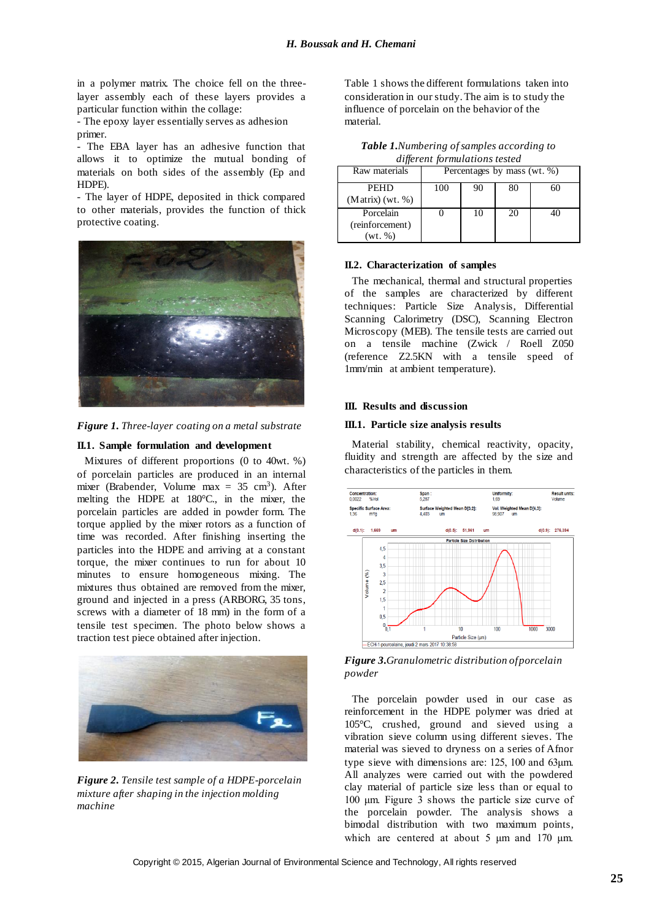in a polymer matrix. The choice fell on the three-layer assembly each of these layers provides a particular function within the collage:

- The epoxy layer essentially serves as adhesion primer.
- The EBA layer has an adhesive function that allows it to optimize the mutual bonding of materials on both sides of the assembly (Ep and HDPE).
- The layer of HDPE, deposited in thick compared to other materials, provides the function of thick protective coating.

***Figure 1.*** *Three-layer coating on a metal substrate*

### II.1. Sample formulation and development

Mixtures of different proportions (0 to 40wt. %) of porcelain particles are produced in an internal mixer (Brabender, Volume max = 35 $cm^3$). After melting the HDPE at 180°C., in the mixer, the porcelain particles are added in powder form. The torque applied by the mixer rotors as a function of time was recorded. After finishing inserting the particles into the HDPE and arriving at a constant torque, the mixer continues to run for about 10 minutes to ensure homogeneous mixing. The mixtures thus obtained are removed from the mixer, ground and injected in a press (ARBORG, 35 tons, screws with a diameter of 18 mm) in the form of a tensile test specimen. The photo below shows a traction test piece obtained after injection.

***Figure 2.*** *Tensile test sample of a HDPE-porcelain mixture after shaping in the injection molding machine*

Table 1 shows the different formulations taken into consideration in our study. The aim is to study the influence of porcelain on the behavior of the material.

***Table 1.*** *Numbering of samples according to different formulations tested*

| Raw materials | Percentages by mass (wt. %) | | | |
|---|---|---|---|---|
| PEHD (Matrix) (wt. %) | 100 | 90 | 80 | 60 |
| Porcelain (reinforcement) (wt. %) | 0 | 10 | 20 | 40 |

### II.2. Characterization of samples

The mechanical, thermal and structural properties of the samples are characterized by different techniques: Particle Size Analysis, Differential Scanning Calorimetry (DSC), Scanning Electron Microscopy (MEB). The tensile tests are carried out on a tensile machine (Zwick / Roell Z050 (reference Z2.5KN with a tensile speed of 1mm/min at ambient temperature).

## III. Results and discussion

### III.1. Particle size analysis results

Material stability, chemical reactivity, opacity, fluidity and strength are affected by the size and characteristics of the particles in them.

***Figure 3.*** *Granulometric distribution of porcelain powder*

The porcelain powder used in our case as reinforcement in the HDPE polymer was dried at 105°C, crushed, ground and sieved using a vibration sieve column using different sieves. The material was sieved to dryness on a series of Afnor type sieve with dimensions are: 125, 100 and 63µm. All analyzes were carried out with the powdered clay material of particle size less than or equal to 100 µm. Figure 3 shows the particle size curve of the porcelain powder. The analysis shows a bimodal distribution with two maximum points, which are centered at about 5 µm and 170 µm.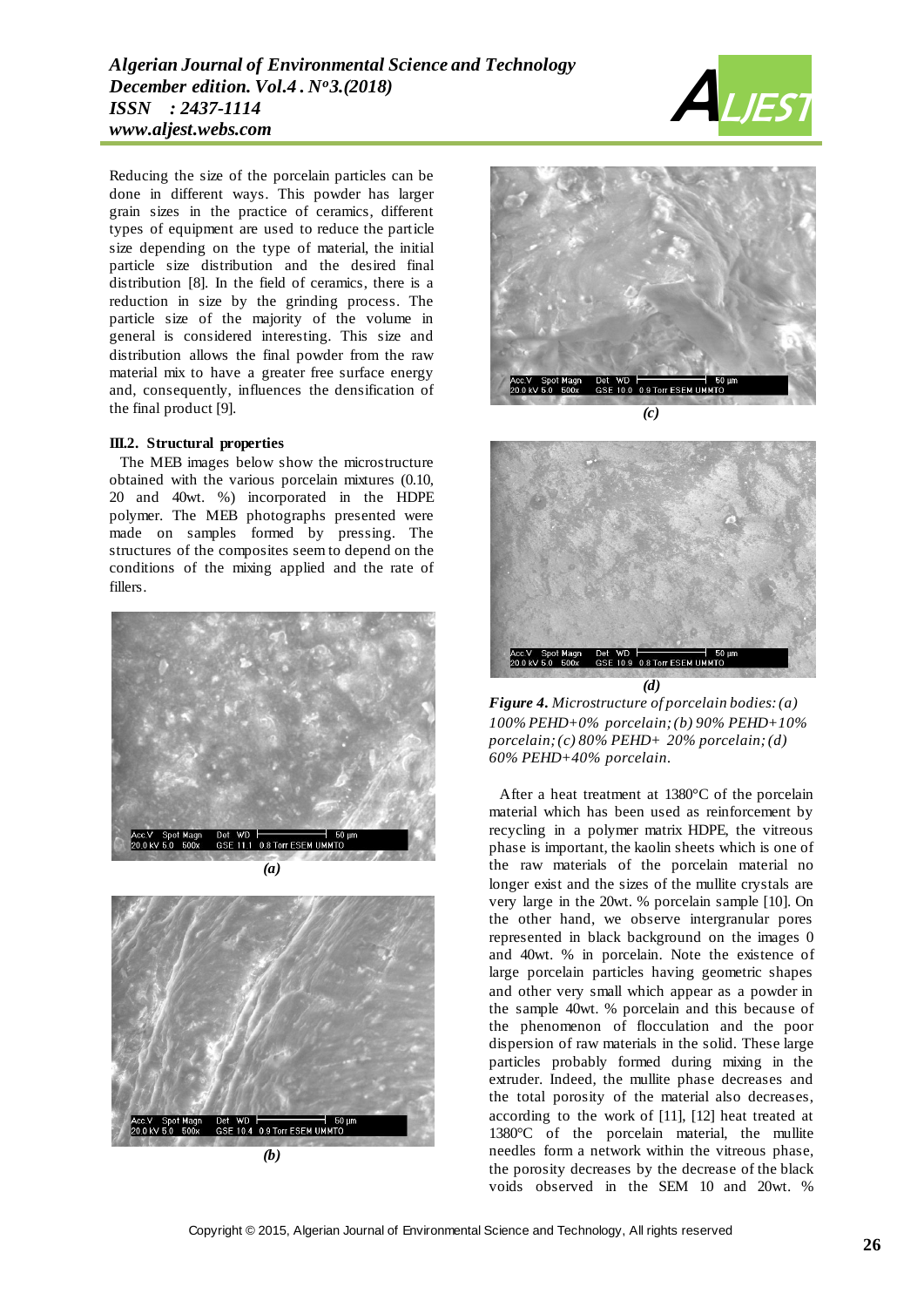Reducing the size of the porcelain particles can be done in different ways. This powder has larger grain sizes in the practice of ceramics, different types of equipment are used to reduce the particle size depending on the type of material, the initial particle size distribution and the desired final distribution [8]. In the field of ceramics, there is a reduction in size by the grinding process. The particle size of the majority of the volume in general is considered interesting. This size and distribution allows the final powder from the raw material mix to have a greater free surface energy and, consequently, influences the densification of the final product [9].

### III.2. Structural properties

The MEB images below show the microstructure obtained with the various porcelain mixtures (0.10, 20 and 40wt. %) incorporated in the HDPE polymer. The MEB photographs presented were made on samples formed by pressing. The structures of the composites seem to depend on the conditions of the mixing applied and the rate of fillers.

*(a)*

*(b)*

*(c)*

*(d)*

***Figure 4.*** *Microstructure of porcelain bodies: (a) 100% PEHD+0% porcelain; (b) 90% PEHD+10% porcelain; (c) 80% PEHD+ 20% porcelain; (d) 60% PEHD+40% porcelain.*

After a heat treatment at 1380°C of the porcelain material which has been used as reinforcement by recycling in a polymer matrix HDPE, the vitreous phase is important, the kaolin sheets which is one of the raw materials of the porcelain material no longer exist and the sizes of the mullite crystals are very large in the 20wt. % porcelain sample [10]. On the other hand, we observe intergranular pores represented in black background on the images 0 and 40wt. % in porcelain. Note the existence of large porcelain particles having geometric shapes and other very small which appear as a powder in the sample 40wt. % porcelain and this because of the phenomenon of flocculation and the poor dispersion of raw materials in the solid. These large particles probably formed during mixing in the extruder. Indeed, the mullite phase decreases and the total porosity of the material also decreases, according to the work of [11], [12] heat treated at 1380°C of the porcelain material, the mullite needles form a network within the vitreous phase, the porosity decreases by the decrease of the black voids observed in the SEM 10 and 20wt. %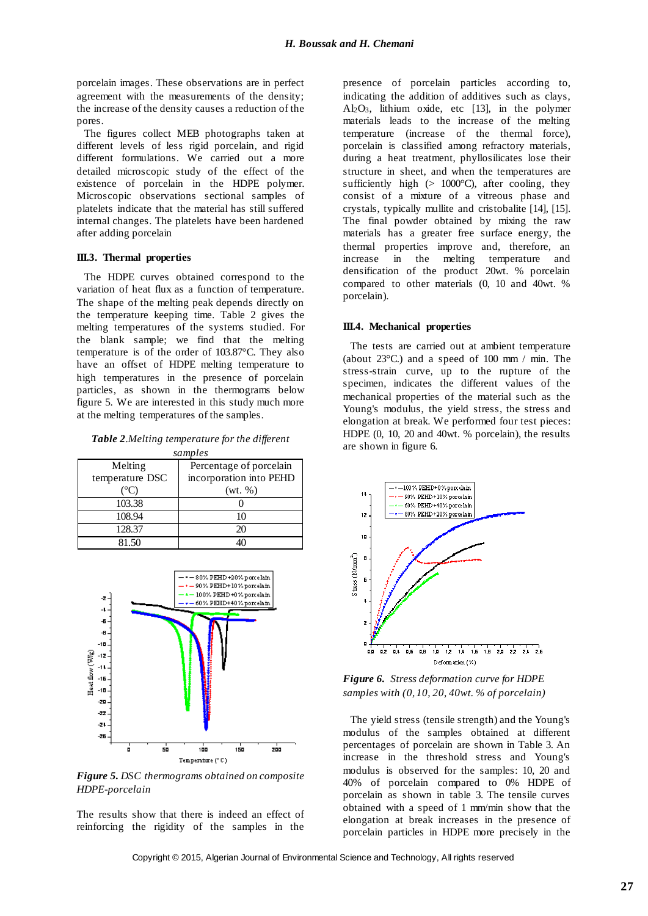porcelain images. These observations are in perfect agreement with the measurements of the density; the increase of the density causes a reduction of the pores.

The figures collect MEB photographs taken at different levels of less rigid porcelain, and rigid different formulations. We carried out a more detailed microscopic study of the effect of the existence of porcelain in the HDPE polymer. Microscopic observations sectional samples of platelets indicate that the material has still suffered internal changes. The platelets have been hardened after adding porcelain

### III.3. Thermal properties

The HDPE curves obtained correspond to the variation of heat flux as a function of temperature. The shape of the melting peak depends directly on the temperature keeping time. Table 2 gives the melting temperatures of the systems studied. For the blank sample; we find that the melting temperature is of the order of 103.87°C. They also have an offset of HDPE melting temperature to high temperatures in the presence of porcelain particles, as shown in the thermograms below figure 5. We are interested in this study much more at the melting temperatures of the samples.

***Table 2**.Melting temperature for the different samples*

| Melting temperature DSC (°C) | Percentage of porcelain incorporation into PEHD (wt. %) |
|---|---|
| 103.38 | 0 |
| 108.94 | 10 |
| 128.37 | 20 |
| 81.50 | 40 |

***Figure 5.** DSC thermograms obtained on composite HDPE-porcelain*

The results show that there is indeed an effect of reinforcing the rigidity of the samples in the presence of porcelain particles according to, indicating the addition of additives such as clays, $Al_2O_3$, lithium oxide, etc [13], in the polymer materials leads to the increase of the melting temperature (increase of the thermal force), porcelain is classified among refractory materials, during a heat treatment, phyllosilicates lose their structure in sheet, and when the temperatures are sufficiently high (> 1000°C), after cooling, they consist of a mixture of a vitreous phase and crystals, typically mullite and cristobalite [14], [15]. The final powder obtained by mixing the raw materials has a greater free surface energy, the thermal properties improve and, therefore, an increase in the melting temperature and densification of the product 20wt. % porcelain compared to other materials (0, 10 and 40wt. % porcelain).

### III.4. Mechanical properties

The tests are carried out at ambient temperature (about 23°C.) and a speed of 100 mm / min. The stress-strain curve, up to the rupture of the specimen, indicates the different values of the mechanical properties of the material such as the Young's modulus, the yield stress, the stress and elongation at break. We performed four test pieces: HDPE (0, 10, 20 and 40wt. % porcelain), the results are shown in figure 6.

***Figure 6.** Stress deformation curve for HDPE samples with (0, 10, 20, 40wt. % of porcelain)*

The yield stress (tensile strength) and the Young's modulus of the samples obtained at different percentages of porcelain are shown in Table 3. An increase in the threshold stress and Young's modulus is observed for the samples: 10, 20 and 40% of porcelain compared to 0% HDPE of porcelain as shown in table 3. The tensile curves obtained with a speed of 1 mm/min show that the elongation at break increases in the presence of porcelain particles in HDPE more precisely in the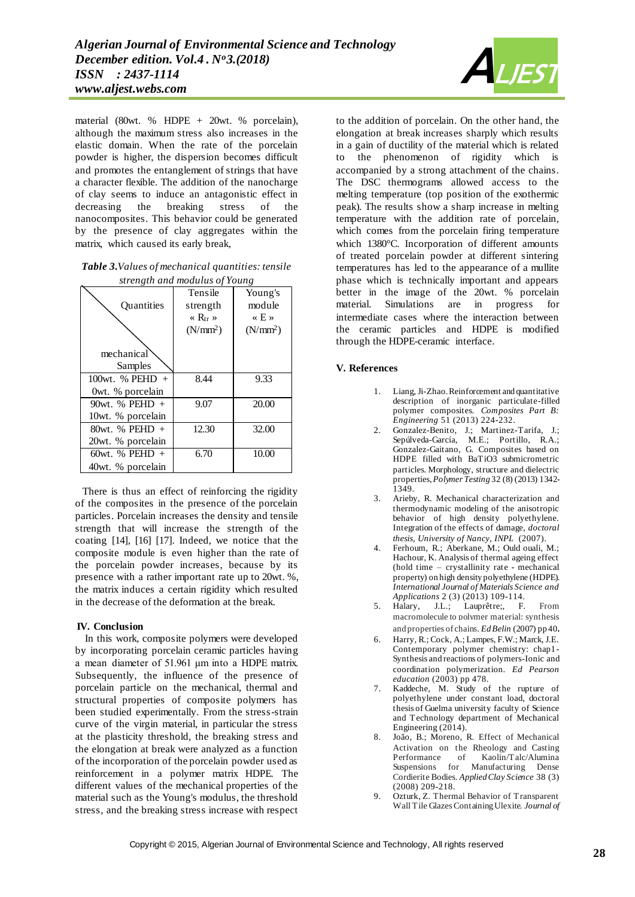material (80wt. % HDPE + 20wt. % porcelain), although the maximum stress also increases in the elastic domain. When the rate of the porcelain powder is higher, the dispersion becomes difficult and promotes the entanglement of strings that have a character flexible. The addition of the nanocharge of clay seems to induce an antagonistic effect in decreasing the breaking stress of the nanocomposites. This behavior could be generated by the presence of clay aggregates within the matrix, which caused its early break,

***Table 3.*** *Values of mechanical quantities: tensile strength and modulus of Young*

| Quantities / mechanical Samples | Tensile strength « $R_{tr}$ » ($N/mm^2$) | Young's module « E » ($N/mm^2$) |
|---|---|---|
| 100wt. % PEHD + 0wt. % porcelain | 8.44 | 9.33 |
| 90wt. % PEHD + 10wt. % porcelain | 9.07 | 20.00 |
| 80wt. % PEHD + 20wt. % porcelain | 12.30 | 32.00 |
| 60wt. % PEHD + 40wt. % porcelain | 6.70 | 10.00 |

There is thus an effect of reinforcing the rigidity of the composites in the presence of the porcelain particles. Porcelain increases the density and tensile strength that will increase the strength of the coating [14], [16] [17]. Indeed, we notice that the composite module is even higher than the rate of the porcelain powder increases, because by its presence with a rather important rate up to 20wt. %, the matrix induces a certain rigidity which resulted in the decrease of the deformation at the break.

## IV. Conclusion

In this work, composite polymers were developed by incorporating porcelain ceramic particles having a mean diameter of 51.961 µm into a HDPE matrix. Subsequently, the influence of the presence of porcelain particle on the mechanical, thermal and structural properties of composite polymers has been studied experimentally. From the stress-strain curve of the virgin material, in particular the stress at the plasticity threshold, the breaking stress and the elongation at break were analyzed as a function of the incorporation of the porcelain powder used as reinforcement in a polymer matrix HDPE. The different values of the mechanical properties of the material such as the Young's modulus, the threshold stress, and the breaking stress increase with respect to the addition of porcelain. On the other hand, the elongation at break increases sharply which results in a gain of ductility of the material which is related to the phenomenon of rigidity which is accompanied by a strong attachment of the chains. The DSC thermograms allowed access to the melting temperature (top position of the exothermic peak). The results show a sharp increase in melting temperature with the addition rate of porcelain, which comes from the porcelain firing temperature which 1380°C. Incorporation of different amounts of treated porcelain powder at different sintering temperatures has led to the appearance of a mullite phase which is technically important and appears better in the image of the 20wt. % porcelain material. Simulations are in progress for intermediate cases where the interaction between the ceramic particles and HDPE is modified through the HDPE-ceramic interface.

## V. References

1. Liang, Ji-Zhao. Reinforcement and quantitative description of inorganic particulate-filled polymer composites. *Composites Part B: Engineering* 51 (2013) 224-232.
2. Gonzalez-Benito, J.; Martinez-Tarifa, J.; Sepúlveda-García, M.E.; Portillo, R.A.; Gonzalez-Gaitano, G. Composites based on HDPE filled with BaTiO3 submicrometric particles. Morphology, structure and dielectric properties, *Polymer Testing* 32 (8) (2013) 1342-1349.
3. Arieby, R. Mechanical characterization and thermodynamic modeling of the anisotropic behavior of high density polyethylene. Integration of the effects of damage, *doctoral thesis, University of Nancy, INPL* (2007).
4. Ferhoum, R.; Aberkane, M.; Ould ouali, M.; Hachour, K. Analysis of thermal ageing effect (hold time – crystallinity rate - mechanical property) on high density polyethylene (HDPE). *International Journal of Materials Science and Applications* 2 (3) (2013) 109-114.
5. Halary, J.L.; Lauprêtre;, F. From macromolecule to polymer material: synthesis and properties of chains. *Ed Belin* (2007) pp 40**.**
6. Harry, R.; Cock, A.; Lampes, F.W.; Marck, J.E. Contemporary polymer chemistry: chap1- Synthesis and reactions of polymers-Ionic and coordination polymerization. *Ed Pearson education* (2003) pp 478.
7. Kaddeche, M. Study of the rupture of polyethylene under constant load, doctoral thesis of Guelma university faculty of Science and Technology department of Mechanical Engineering (2014).
8. João, B.; Moreno, R. Effect of Mechanical Activation on the Rheology and Casting Performance of Kaolin/Talc/Alumina Suspensions for Manufacturing Dense Cordierite Bodies. *Applied Clay Science* 38 (3) (2008) 209-218.
9. Ozturk, Z. Thermal Behavior of Transparent Wall Tile Glazes Containing Ulexite. *Journal of*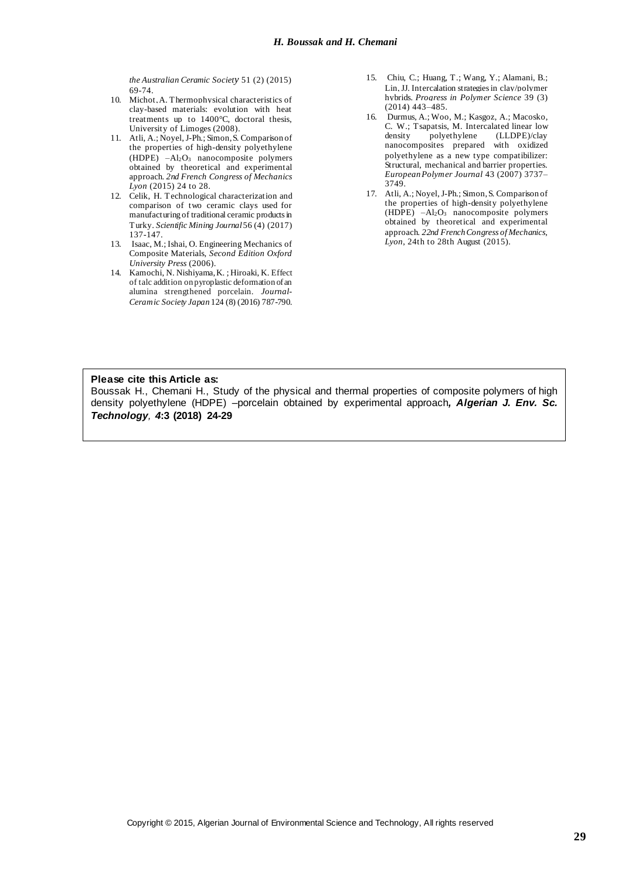the Australian Ceramic Society 51 (2) (2015) 69-74.

10. Michot, A. Thermophysical characteristics of clay-based materials: evolution with heat treatments up to 1400°C, doctoral thesis, University of Limoges (2008).
11. Atli, A.; Noyel, J-Ph.; Simon, S. Comparison of the properties of high-density polyethylene (HDPE) $-Al_2O_3$ nanocomposite polymers obtained by theoretical and experimental approach. *2nd French Congress of Mechanics Lyon* (2015) 24 to 28.
12. Celik, H. Technological characterization and comparison of two ceramic clays used for manufacturing of traditional ceramic products in Turky. *Scientific Mining Journal* 56 (4) (2017) 137-147.
13. Isaac, M.; Ishai, O. Engineering Mechanics of Composite Materials, *Second Edition Oxford University Press* (2006).
14. Kamochi, N. Nishiyama, K. ; Hiroaki, K. Effect of talc addition on pyroplastic deformation of an alumina strengthened porcelain. *Journal-Ceramic Society Japan* 124 (8) (2016) 787-790.
15. Chiu, C.; Huang, T.; Wang, Y.; Alamani, B.; Lin, JJ. Intercalation strategies in clay/polymer hybrids. *Progress in Polymer Science* 39 (3) (2014) 443–485.
16. Durmus, A.; Woo, M.; Kasgoz, A.; Macosko, C. W.; Tsapatsis, M. Intercalated linear low density polyethylene (LLDPE)/clay nanocomposites prepared with oxidized polyethylene as a new type compatibilizer: Structural, mechanical and barrier properties. *European Polymer Journal* 43 (2007) 3737–3749.
17. Atli, A.; Noyel, J-Ph.; Simon, S. Comparison of the properties of high-density polyethylene (HDPE) $-Al_2O_3$ nanocomposite polymers obtained by theoretical and experimental approach. *22nd French Congress of Mechanics, Lyon*, 24th to 28th August (2015).

**Please cite this Article as:**
Boussak H., Chemani H., Study of the physical and thermal properties of composite polymers of high density polyethylene (HDPE) –porcelain obtained by experimental approach***, Algerian J. Env. Sc. Technology**, 4***:3 (2018) 24-29**